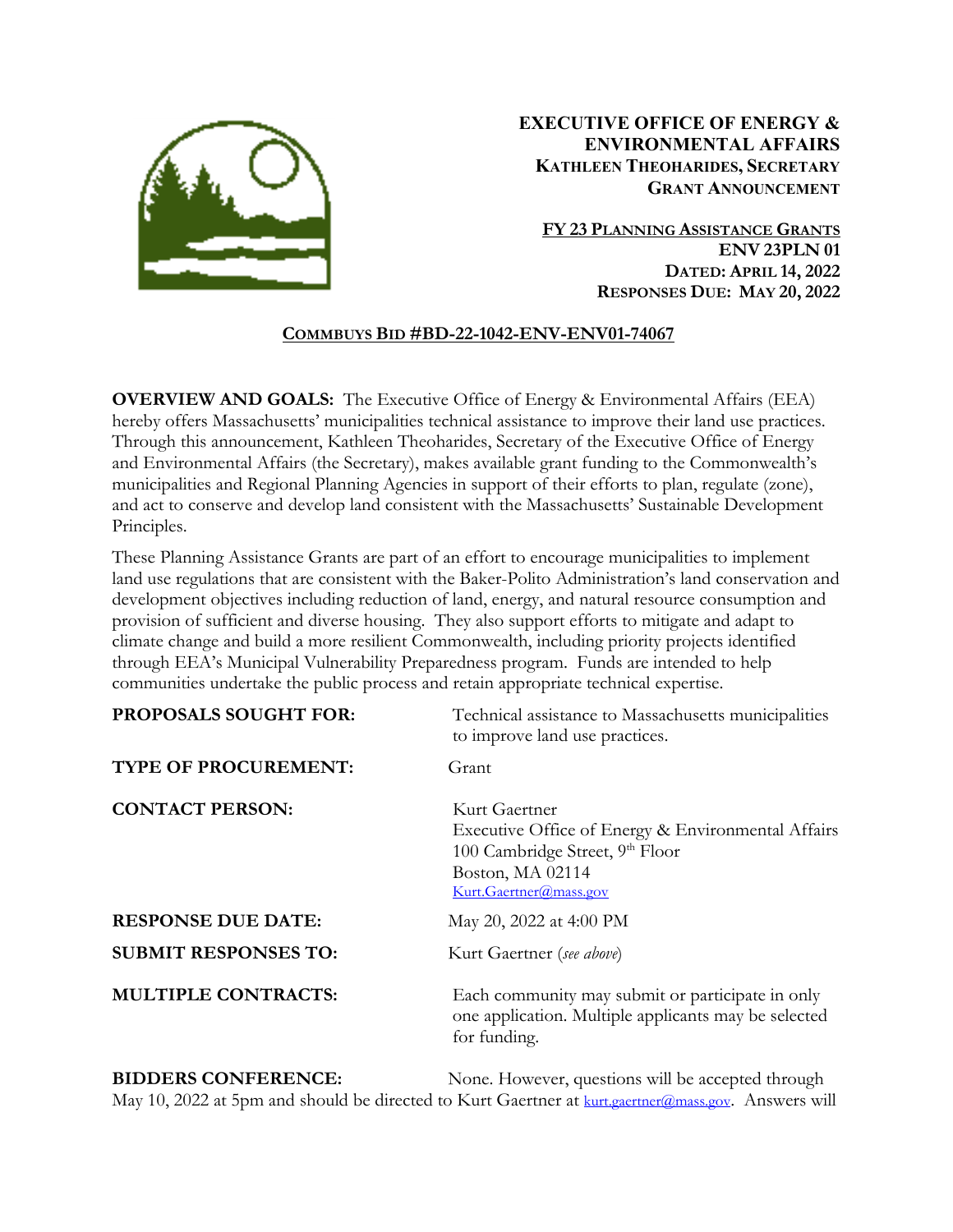**EXECUTIVE OFFICE OF ENERGY & ENVIRONMENTAL AFFAIRS**
**KATHLEEN THEOHARIDES, SECRETARY**
**GRANT ANNOUNCEMENT**

**FY 23 PLANNING ASSISTANCE GRANTS**
**ENV 23PLN 01**
**DATED: APRIL 14, 2022**
**RESPONSES DUE: MAY 20, 2022**

**COMMBUYS BID #BD-22-1042-ENV-ENV01-74067**

**OVERVIEW AND GOALS:** The Executive Office of Energy & Environmental Affairs (EEA) hereby offers Massachusetts' municipalities technical assistance to improve their land use practices. Through this announcement, Kathleen Theoharides, Secretary of the Executive Office of Energy and Environmental Affairs (the Secretary), makes available grant funding to the Commonwealth's municipalities and Regional Planning Agencies in support of their efforts to plan, regulate (zone), and act to conserve and develop land consistent with the Massachusetts' Sustainable Development Principles.

These Planning Assistance Grants are part of an effort to encourage municipalities to implement land use regulations that are consistent with the Baker-Polito Administration's land conservation and development objectives including reduction of land, energy, and natural resource consumption and provision of sufficient and diverse housing. They also support efforts to mitigate and adapt to climate change and build a more resilient Commonwealth, including priority projects identified through EEA's Municipal Vulnerability Preparedness program. Funds are intended to help communities undertake the public process and retain appropriate technical expertise.

**PROPOSALS SOUGHT FOR:** Technical assistance to Massachusetts municipalities to improve land use practices.

**TYPE OF PROCUREMENT:** Grant

**CONTACT PERSON:** Kurt Gaertner
Executive Office of Energy & Environmental Affairs
100 Cambridge Street, 9th Floor
Boston, MA 02114
Kurt.Gaertner@mass.gov

**RESPONSE DUE DATE:** May 20, 2022 at 4:00 PM

**SUBMIT RESPONSES TO:** Kurt Gaertner (*see above*)

**MULTIPLE CONTRACTS:** Each community may submit or participate in only one application. Multiple applicants may be selected for funding.

**BIDDERS CONFERENCE:** None. However, questions will be accepted through May 10, 2022 at 5pm and should be directed to Kurt Gaertner at kurt.gaertner@mass.gov. Answers will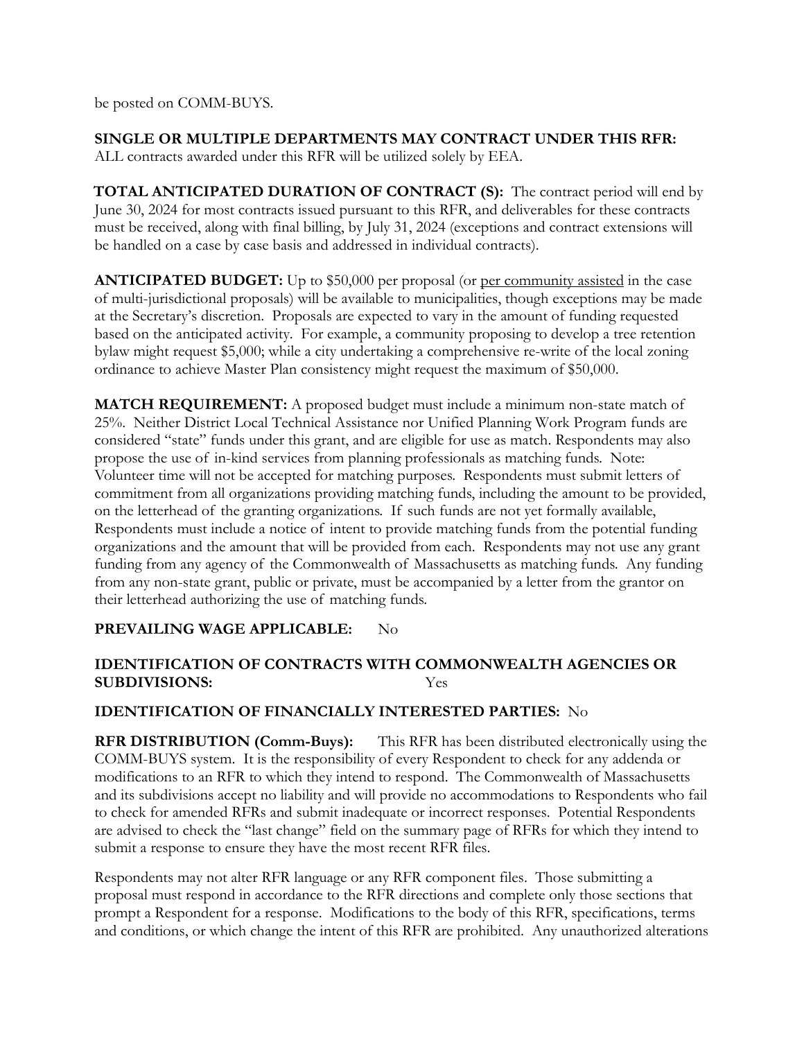be posted on COMM-BUYS.

**SINGLE OR MULTIPLE DEPARTMENTS MAY CONTRACT UNDER THIS RFR:** ALL contracts awarded under this RFR will be utilized solely by EEA.

**TOTAL ANTICIPATED DURATION OF CONTRACT (S):** The contract period will end by June 30, 2024 for most contracts issued pursuant to this RFR, and deliverables for these contracts must be received, along with final billing, by July 31, 2024 (exceptions and contract extensions will be handled on a case by case basis and addressed in individual contracts).

**ANTICIPATED BUDGET:** Up to $50,000 per proposal (or <u>per community assisted</u> in the case of multi-jurisdictional proposals) will be available to municipalities, though exceptions may be made at the Secretary's discretion. Proposals are expected to vary in the amount of funding requested based on the anticipated activity. For example, a community proposing to develop a tree retention bylaw might request $5,000; while a city undertaking a comprehensive re-write of the local zoning ordinance to achieve Master Plan consistency might request the maximum of $50,000.

**MATCH REQUIREMENT:** A proposed budget must include a minimum non-state match of 25%. Neither District Local Technical Assistance nor Unified Planning Work Program funds are considered "state" funds under this grant, and are eligible for use as match. Respondents may also propose the use of in-kind services from planning professionals as matching funds. Note: Volunteer time will not be accepted for matching purposes. Respondents must submit letters of commitment from all organizations providing matching funds, including the amount to be provided, on the letterhead of the granting organizations. If such funds are not yet formally available, Respondents must include a notice of intent to provide matching funds from the potential funding organizations and the amount that will be provided from each. Respondents may not use any grant funding from any agency of the Commonwealth of Massachusetts as matching funds. Any funding from any non-state grant, public or private, must be accompanied by a letter from the grantor on their letterhead authorizing the use of matching funds.

**PREVAILING WAGE APPLICABLE:** No

**IDENTIFICATION OF CONTRACTS WITH COMMONWEALTH AGENCIES OR SUBDIVISIONS:** Yes

**IDENTIFICATION OF FINANCIALLY INTERESTED PARTIES:** No

**RFR DISTRIBUTION (Comm-Buys):** This RFR has been distributed electronically using the COMM-BUYS system. It is the responsibility of every Respondent to check for any addenda or modifications to an RFR to which they intend to respond. The Commonwealth of Massachusetts and its subdivisions accept no liability and will provide no accommodations to Respondents who fail to check for amended RFRs and submit inadequate or incorrect responses. Potential Respondents are advised to check the "last change" field on the summary page of RFRs for which they intend to submit a response to ensure they have the most recent RFR files.

Respondents may not alter RFR language or any RFR component files. Those submitting a proposal must respond in accordance to the RFR directions and complete only those sections that prompt a Respondent for a response. Modifications to the body of this RFR, specifications, terms and conditions, or which change the intent of this RFR are prohibited. Any unauthorized alterations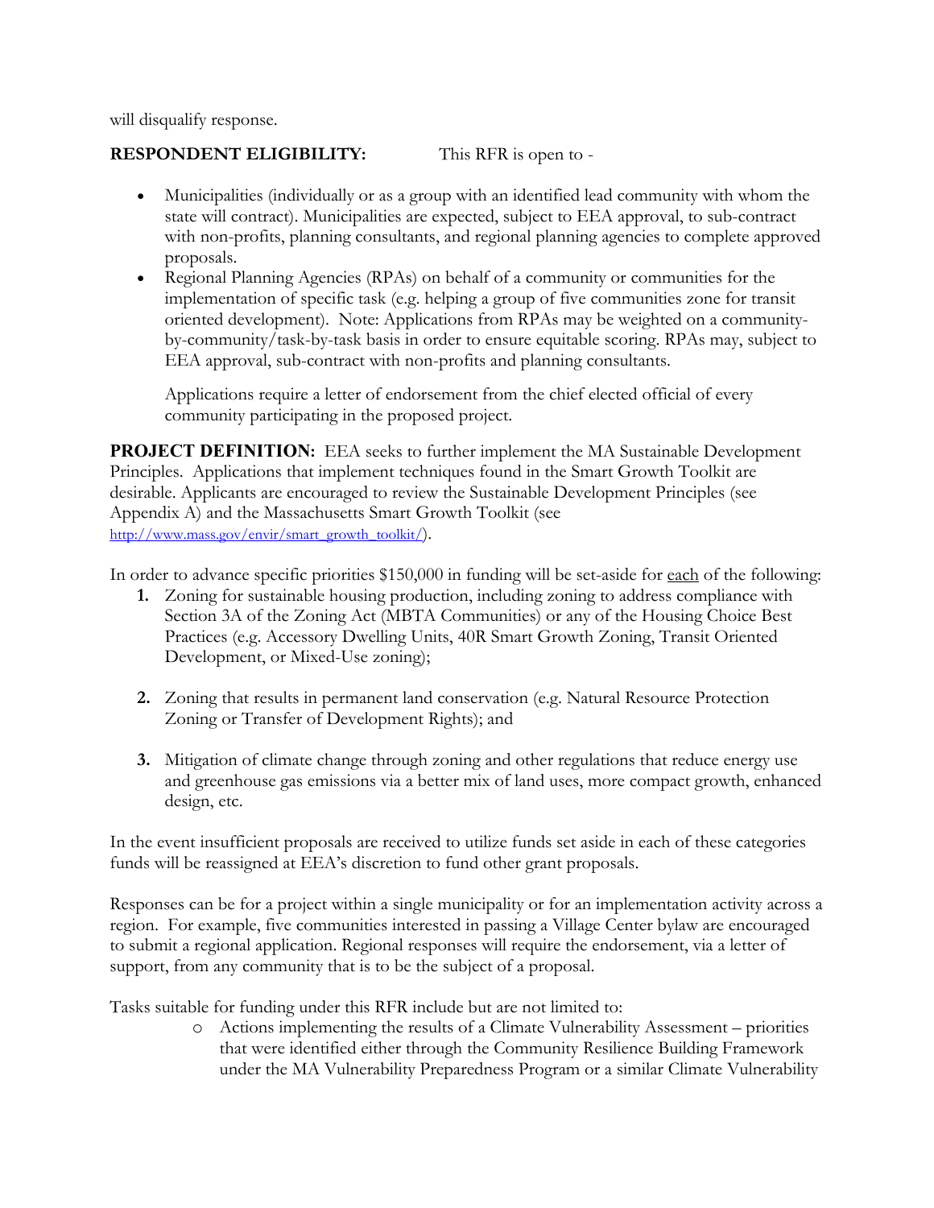will disqualify response.

**RESPONDENT ELIGIBILITY:** This RFR is open to -

- Municipalities (individually or as a group with an identified lead community with whom the state will contract). Municipalities are expected, subject to EEA approval, to sub-contract with non-profits, planning consultants, and regional planning agencies to complete approved proposals.
- Regional Planning Agencies (RPAs) on behalf of a community or communities for the implementation of specific task (e.g. helping a group of five communities zone for transit oriented development). Note: Applications from RPAs may be weighted on a community-by-community/task-by-task basis in order to ensure equitable scoring. RPAs may, subject to EEA approval, sub-contract with non-profits and planning consultants.

  Applications require a letter of endorsement from the chief elected official of every community participating in the proposed project.

**PROJECT DEFINITION:** EEA seeks to further implement the MA Sustainable Development Principles. Applications that implement techniques found in the Smart Growth Toolkit are desirable. Applicants are encouraged to review the Sustainable Development Principles (see Appendix A) and the Massachusetts Smart Growth Toolkit (see http://www.mass.gov/envir/smart_growth_toolkit/).

In order to advance specific priorities $150,000 in funding will be set-aside for each of the following:

1. Zoning for sustainable housing production, including zoning to address compliance with Section 3A of the Zoning Act (MBTA Communities) or any of the Housing Choice Best Practices (e.g. Accessory Dwelling Units, 40R Smart Growth Zoning, Transit Oriented Development, or Mixed-Use zoning);

2. Zoning that results in permanent land conservation (e.g. Natural Resource Protection Zoning or Transfer of Development Rights); and

3. Mitigation of climate change through zoning and other regulations that reduce energy use and greenhouse gas emissions via a better mix of land uses, more compact growth, enhanced design, etc.

In the event insufficient proposals are received to utilize funds set aside in each of these categories funds will be reassigned at EEA's discretion to fund other grant proposals.

Responses can be for a project within a single municipality or for an implementation activity across a region. For example, five communities interested in passing a Village Center bylaw are encouraged to submit a regional application. Regional responses will require the endorsement, via a letter of support, from any community that is to be the subject of a proposal.

Tasks suitable for funding under this RFR include but are not limited to:

- Actions implementing the results of a Climate Vulnerability Assessment – priorities that were identified either through the Community Resilience Building Framework under the MA Vulnerability Preparedness Program or a similar Climate Vulnerability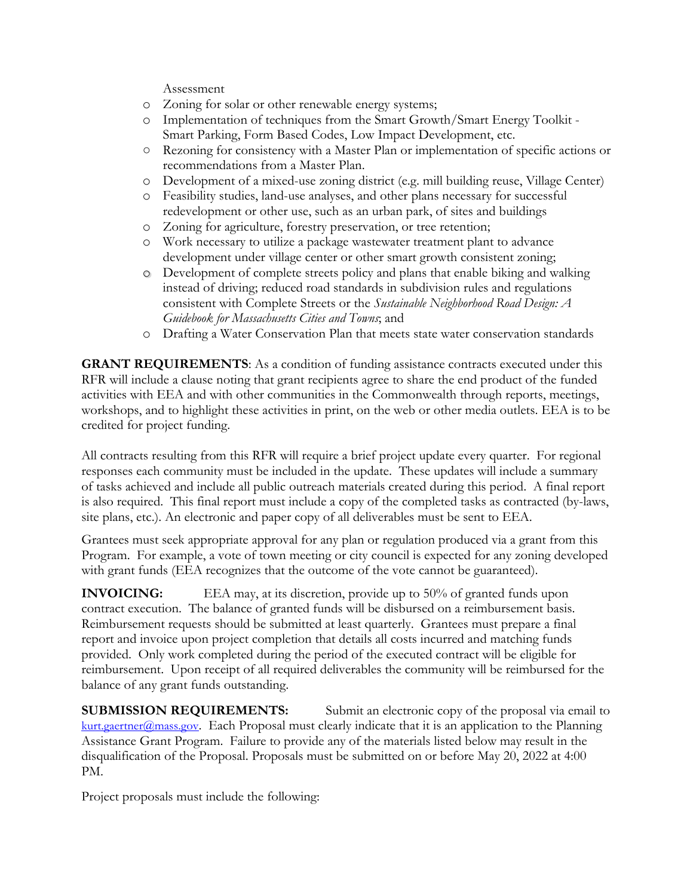Assessment

- Zoning for solar or other renewable energy systems;
- Implementation of techniques from the Smart Growth/Smart Energy Toolkit - Smart Parking, Form Based Codes, Low Impact Development, etc.
- Rezoning for consistency with a Master Plan or implementation of specific actions or recommendations from a Master Plan.
- Development of a mixed-use zoning district (e.g. mill building reuse, Village Center)
- Feasibility studies, land-use analyses, and other plans necessary for successful redevelopment or other use, such as an urban park, of sites and buildings
- Zoning for agriculture, forestry preservation, or tree retention;
- Work necessary to utilize a package wastewater treatment plant to advance development under village center or other smart growth consistent zoning;
- Development of complete streets policy and plans that enable biking and walking instead of driving; reduced road standards in subdivision rules and regulations consistent with Complete Streets or the *Sustainable Neighborhood Road Design: A Guidebook for Massachusetts Cities and Towns*; and
- Drafting a Water Conservation Plan that meets state water conservation standards

**GRANT REQUIREMENTS**: As a condition of funding assistance contracts executed under this RFR will include a clause noting that grant recipients agree to share the end product of the funded activities with EEA and with other communities in the Commonwealth through reports, meetings, workshops, and to highlight these activities in print, on the web or other media outlets. EEA is to be credited for project funding.

All contracts resulting from this RFR will require a brief project update every quarter. For regional responses each community must be included in the update. These updates will include a summary of tasks achieved and include all public outreach materials created during this period. A final report is also required. This final report must include a copy of the completed tasks as contracted (by-laws, site plans, etc.). An electronic and paper copy of all deliverables must be sent to EEA.

Grantees must seek appropriate approval for any plan or regulation produced via a grant from this Program. For example, a vote of town meeting or city council is expected for any zoning developed with grant funds (EEA recognizes that the outcome of the vote cannot be guaranteed).

**INVOICING:** EEA may, at its discretion, provide up to 50% of granted funds upon contract execution. The balance of granted funds will be disbursed on a reimbursement basis. Reimbursement requests should be submitted at least quarterly. Grantees must prepare a final report and invoice upon project completion that details all costs incurred and matching funds provided. Only work completed during the period of the executed contract will be eligible for reimbursement. Upon receipt of all required deliverables the community will be reimbursed for the balance of any grant funds outstanding.

**SUBMISSION REQUIREMENTS:** Submit an electronic copy of the proposal via email to kurt.gaertner@mass.gov. Each Proposal must clearly indicate that it is an application to the Planning Assistance Grant Program. Failure to provide any of the materials listed below may result in the disqualification of the Proposal. Proposals must be submitted on or before May 20, 2022 at 4:00 PM.

Project proposals must include the following: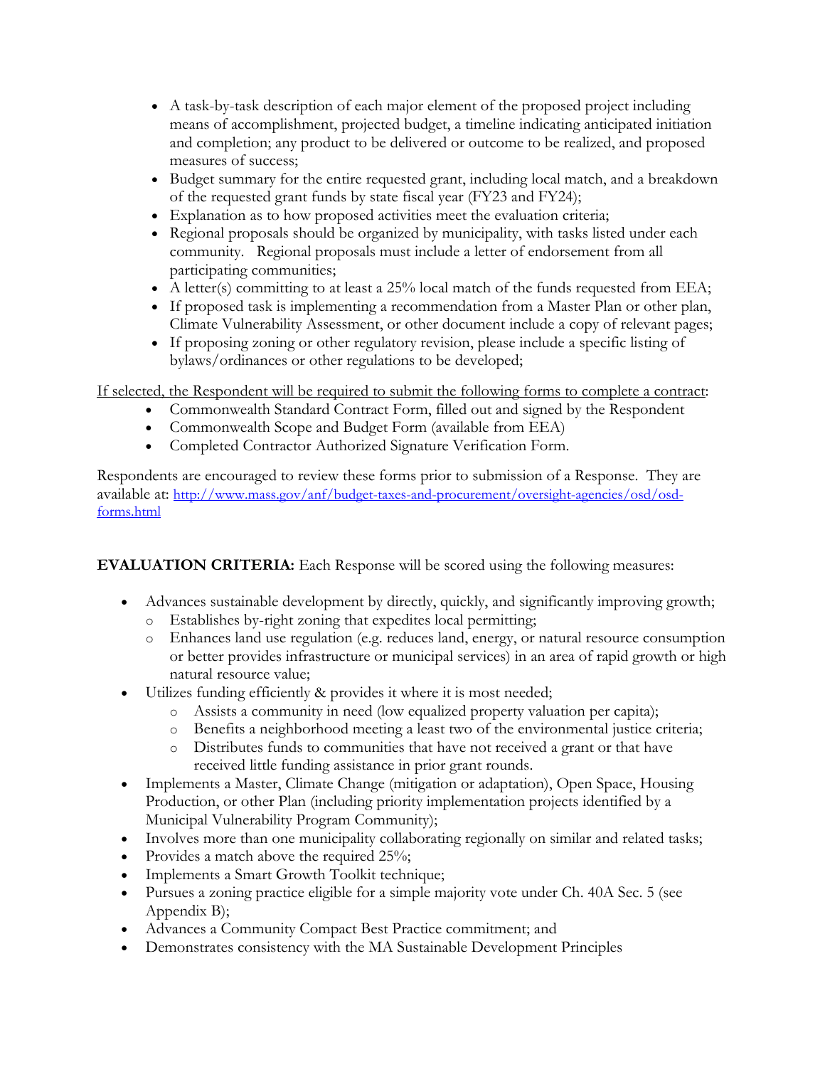- A task-by-task description of each major element of the proposed project including means of accomplishment, projected budget, a timeline indicating anticipated initiation and completion; any product to be delivered or outcome to be realized, and proposed measures of success;
- Budget summary for the entire requested grant, including local match, and a breakdown of the requested grant funds by state fiscal year (FY23 and FY24);
- Explanation as to how proposed activities meet the evaluation criteria;
- Regional proposals should be organized by municipality, with tasks listed under each community. Regional proposals must include a letter of endorsement from all participating communities;
- A letter(s) committing to at least a 25% local match of the funds requested from EEA;
- If proposed task is implementing a recommendation from a Master Plan or other plan, Climate Vulnerability Assessment, or other document include a copy of relevant pages;
- If proposing zoning or other regulatory revision, please include a specific listing of bylaws/ordinances or other regulations to be developed;

<u>If selected, the Respondent will be required to submit the following forms to complete a contract</u>:

- Commonwealth Standard Contract Form, filled out and signed by the Respondent
- Commonwealth Scope and Budget Form (available from EEA)
- Completed Contractor Authorized Signature Verification Form.

Respondents are encouraged to review these forms prior to submission of a Response. They are available at: [http://www.mass.gov/anf/budget-taxes-and-procurement/oversight-agencies/osd/osd-forms.html](http://www.mass.gov/anf/budget-taxes-and-procurement/oversight-agencies/osd/osd-forms.html)

**EVALUATION CRITERIA:** Each Response will be scored using the following measures:

- Advances sustainable development by directly, quickly, and significantly improving growth;
  - Establishes by-right zoning that expedites local permitting;
  - Enhances land use regulation (e.g. reduces land, energy, or natural resource consumption or better provides infrastructure or municipal services) in an area of rapid growth or high natural resource value;
- Utilizes funding efficiently & provides it where it is most needed;
  - Assists a community in need (low equalized property valuation per capita);
  - Benefits a neighborhood meeting a least two of the environmental justice criteria;
  - Distributes funds to communities that have not received a grant or that have received little funding assistance in prior grant rounds.
- Implements a Master, Climate Change (mitigation or adaptation), Open Space, Housing Production, or other Plan (including priority implementation projects identified by a Municipal Vulnerability Program Community);
- Involves more than one municipality collaborating regionally on similar and related tasks;
- Provides a match above the required 25%;
- Implements a Smart Growth Toolkit technique;
- Pursues a zoning practice eligible for a simple majority vote under Ch. 40A Sec. 5 (see Appendix B);
- Advances a Community Compact Best Practice commitment; and
- Demonstrates consistency with the MA Sustainable Development Principles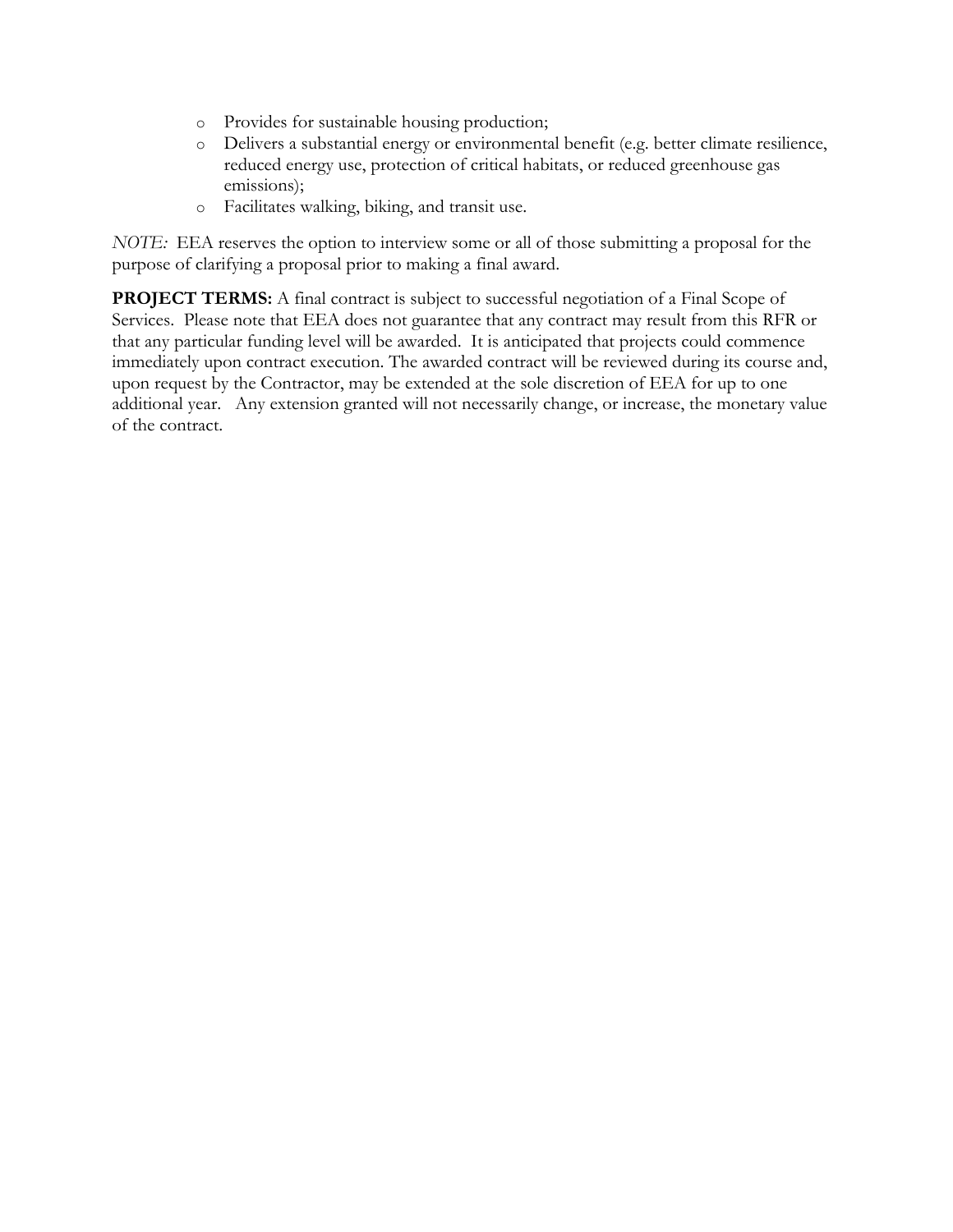- Provides for sustainable housing production;
- Delivers a substantial energy or environmental benefit (e.g. better climate resilience, reduced energy use, protection of critical habitats, or reduced greenhouse gas emissions);
- Facilitates walking, biking, and transit use.

*NOTE:* EEA reserves the option to interview some or all of those submitting a proposal for the purpose of clarifying a proposal prior to making a final award.

**PROJECT TERMS:** A final contract is subject to successful negotiation of a Final Scope of Services. Please note that EEA does not guarantee that any contract may result from this RFR or that any particular funding level will be awarded. It is anticipated that projects could commence immediately upon contract execution. The awarded contract will be reviewed during its course and, upon request by the Contractor, may be extended at the sole discretion of EEA for up to one additional year. Any extension granted will not necessarily change, or increase, the monetary value of the contract.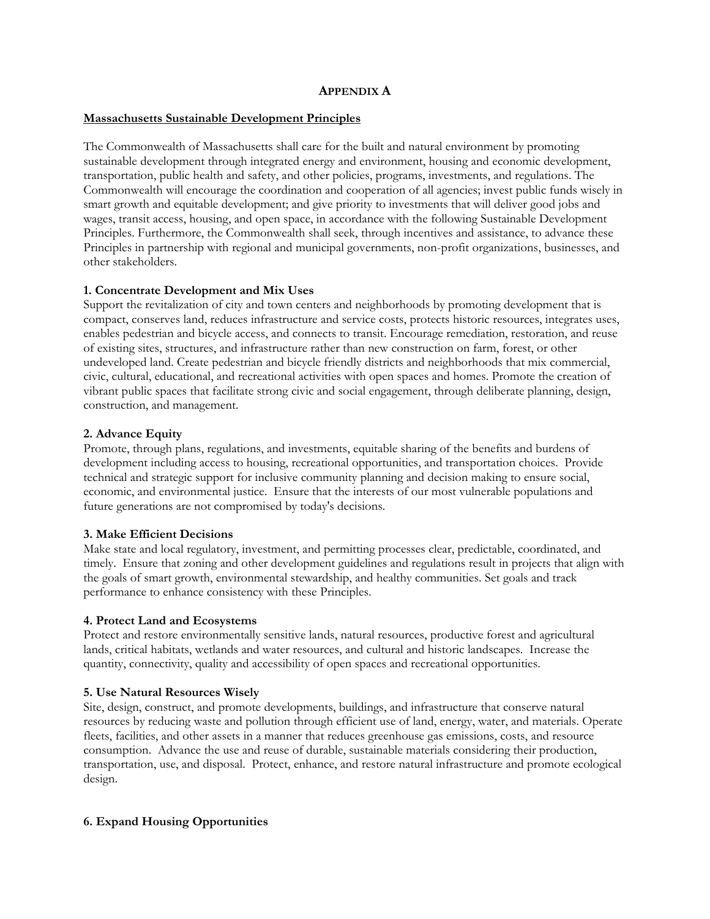# APPENDIX A

## Massachusetts Sustainable Development Principles

The Commonwealth of Massachusetts shall care for the built and natural environment by promoting sustainable development through integrated energy and environment, housing and economic development, transportation, public health and safety, and other policies, programs, investments, and regulations. The Commonwealth will encourage the coordination and cooperation of all agencies; invest public funds wisely in smart growth and equitable development; and give priority to investments that will deliver good jobs and wages, transit access, housing, and open space, in accordance with the following Sustainable Development Principles. Furthermore, the Commonwealth shall seek, through incentives and assistance, to advance these Principles in partnership with regional and municipal governments, non-profit organizations, businesses, and other stakeholders.

### 1. Concentrate Development and Mix Uses

Support the revitalization of city and town centers and neighborhoods by promoting development that is compact, conserves land, reduces infrastructure and service costs, protects historic resources, integrates uses, enables pedestrian and bicycle access, and connects to transit. Encourage remediation, restoration, and reuse of existing sites, structures, and infrastructure rather than new construction on farm, forest, or other undeveloped land. Create pedestrian and bicycle friendly districts and neighborhoods that mix commercial, civic, cultural, educational, and recreational activities with open spaces and homes. Promote the creation of vibrant public spaces that facilitate strong civic and social engagement, through deliberate planning, design, construction, and management.

### 2. Advance Equity

Promote, through plans, regulations, and investments, equitable sharing of the benefits and burdens of development including access to housing, recreational opportunities, and transportation choices. Provide technical and strategic support for inclusive community planning and decision making to ensure social, economic, and environmental justice. Ensure that the interests of our most vulnerable populations and future generations are not compromised by today's decisions.

### 3. Make Efficient Decisions

Make state and local regulatory, investment, and permitting processes clear, predictable, coordinated, and timely. Ensure that zoning and other development guidelines and regulations result in projects that align with the goals of smart growth, environmental stewardship, and healthy communities. Set goals and track performance to enhance consistency with these Principles.

### 4. Protect Land and Ecosystems

Protect and restore environmentally sensitive lands, natural resources, productive forest and agricultural lands, critical habitats, wetlands and water resources, and cultural and historic landscapes. Increase the quantity, connectivity, quality and accessibility of open spaces and recreational opportunities.

### 5. Use Natural Resources Wisely

Site, design, construct, and promote developments, buildings, and infrastructure that conserve natural resources by reducing waste and pollution through efficient use of land, energy, water, and materials. Operate fleets, facilities, and other assets in a manner that reduces greenhouse gas emissions, costs, and resource consumption. Advance the use and reuse of durable, sustainable materials considering their production, transportation, use, and disposal. Protect, enhance, and restore natural infrastructure and promote ecological design.

### 6. Expand Housing Opportunities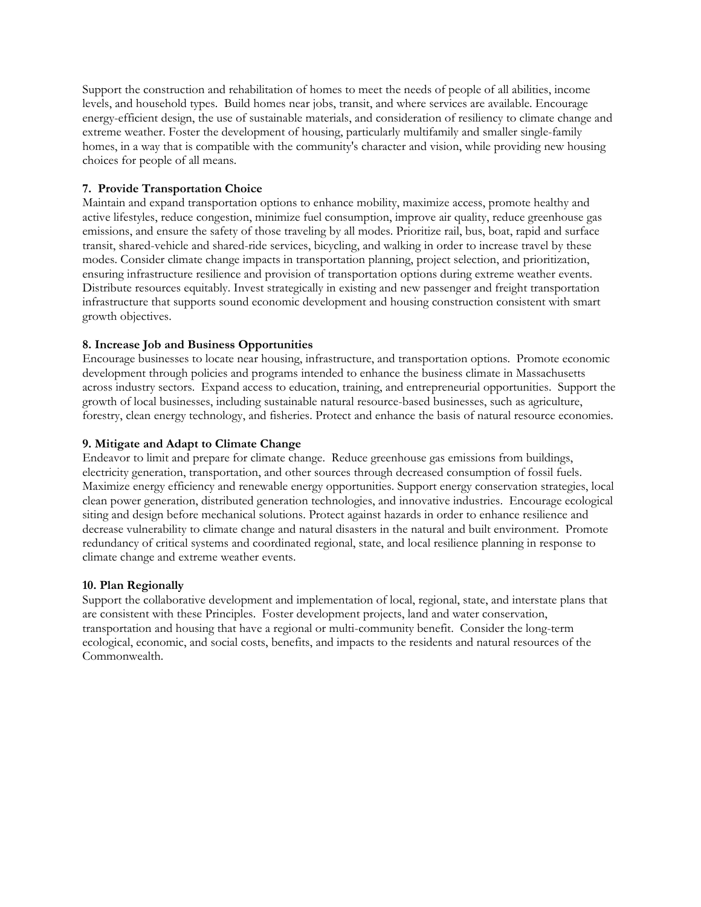Support the construction and rehabilitation of homes to meet the needs of people of all abilities, income levels, and household types. Build homes near jobs, transit, and where services are available. Encourage energy-efficient design, the use of sustainable materials, and consideration of resiliency to climate change and extreme weather. Foster the development of housing, particularly multifamily and smaller single-family homes, in a way that is compatible with the community's character and vision, while providing new housing choices for people of all means.

**7. Provide Transportation Choice**

Maintain and expand transportation options to enhance mobility, maximize access, promote healthy and active lifestyles, reduce congestion, minimize fuel consumption, improve air quality, reduce greenhouse gas emissions, and ensure the safety of those traveling by all modes. Prioritize rail, bus, boat, rapid and surface transit, shared-vehicle and shared-ride services, bicycling, and walking in order to increase travel by these modes. Consider climate change impacts in transportation planning, project selection, and prioritization, ensuring infrastructure resilience and provision of transportation options during extreme weather events. Distribute resources equitably. Invest strategically in existing and new passenger and freight transportation infrastructure that supports sound economic development and housing construction consistent with smart growth objectives.

**8. Increase Job and Business Opportunities**

Encourage businesses to locate near housing, infrastructure, and transportation options. Promote economic development through policies and programs intended to enhance the business climate in Massachusetts across industry sectors. Expand access to education, training, and entrepreneurial opportunities. Support the growth of local businesses, including sustainable natural resource-based businesses, such as agriculture, forestry, clean energy technology, and fisheries. Protect and enhance the basis of natural resource economies.

**9. Mitigate and Adapt to Climate Change**

Endeavor to limit and prepare for climate change. Reduce greenhouse gas emissions from buildings, electricity generation, transportation, and other sources through decreased consumption of fossil fuels. Maximize energy efficiency and renewable energy opportunities. Support energy conservation strategies, local clean power generation, distributed generation technologies, and innovative industries. Encourage ecological siting and design before mechanical solutions. Protect against hazards in order to enhance resilience and decrease vulnerability to climate change and natural disasters in the natural and built environment. Promote redundancy of critical systems and coordinated regional, state, and local resilience planning in response to climate change and extreme weather events.

**10. Plan Regionally**

Support the collaborative development and implementation of local, regional, state, and interstate plans that are consistent with these Principles. Foster development projects, land and water conservation, transportation and housing that have a regional or multi-community benefit. Consider the long-term ecological, economic, and social costs, benefits, and impacts to the residents and natural resources of the Commonwealth.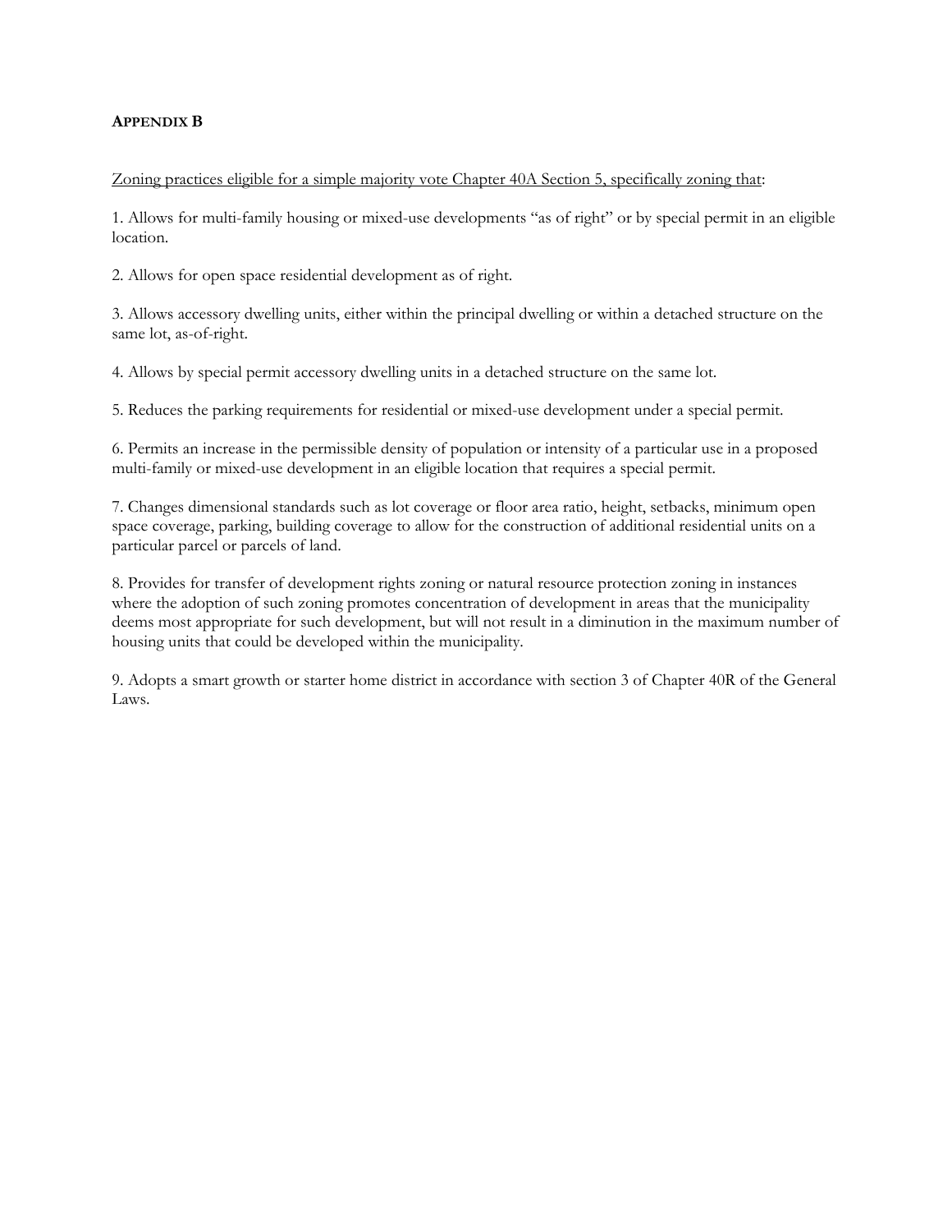## APPENDIX B

<u>Zoning practices eligible for a simple majority vote Chapter 40A Section 5, specifically zoning that</u>:

1. Allows for multi-family housing or mixed-use developments "as of right" or by special permit in an eligible location.

2. Allows for open space residential development as of right.

3. Allows accessory dwelling units, either within the principal dwelling or within a detached structure on the same lot, as-of-right.

4. Allows by special permit accessory dwelling units in a detached structure on the same lot.

5. Reduces the parking requirements for residential or mixed-use development under a special permit.

6. Permits an increase in the permissible density of population or intensity of a particular use in a proposed multi-family or mixed-use development in an eligible location that requires a special permit.

7. Changes dimensional standards such as lot coverage or floor area ratio, height, setbacks, minimum open space coverage, parking, building coverage to allow for the construction of additional residential units on a particular parcel or parcels of land.

8. Provides for transfer of development rights zoning or natural resource protection zoning in instances where the adoption of such zoning promotes concentration of development in areas that the municipality deems most appropriate for such development, but will not result in a diminution in the maximum number of housing units that could be developed within the municipality.

9. Adopts a smart growth or starter home district in accordance with section 3 of Chapter 40R of the General Laws.